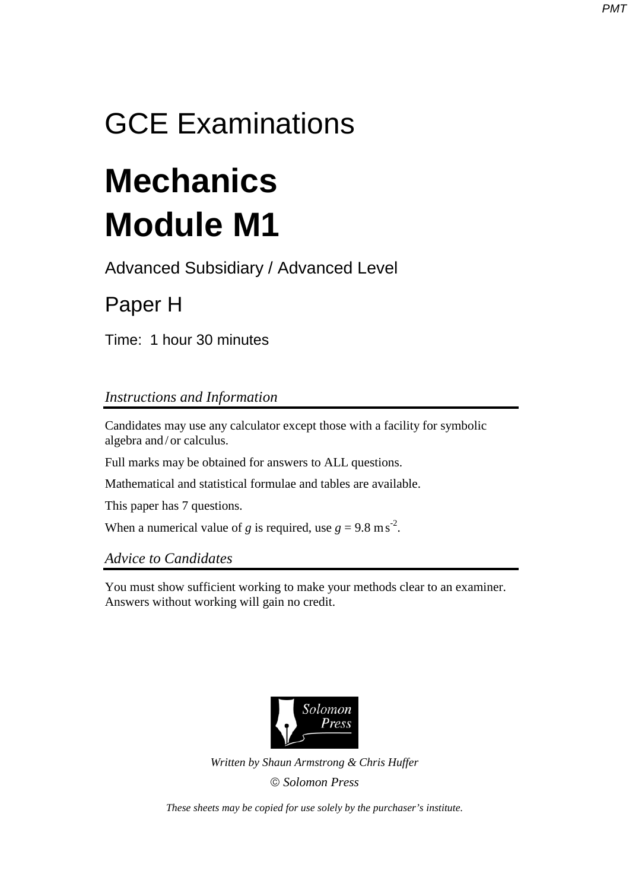# GCE Examinations

# Mechanics
# Module M1

Advanced Subsidiary / Advanced Level

## Paper H

Time: 1 hour 30 minutes

*Instructions and Information*

---

Candidates may use any calculator except those with a facility for symbolic algebra and / or calculus.

Full marks may be obtained for answers to ALL questions.

Mathematical and statistical formulae and tables are available.

This paper has 7 questions.

When a numerical value of $g$ is required, use $g = 9.8 \text{ m s}^{-2}$.

*Advice to Candidates*

---

You must show sufficient working to make your methods clear to an examiner. Answers without working will gain no credit.

Solomon Press

*Written by Shaun Armstrong & Chris Huffer*

© *Solomon Press*

*These sheets may be copied for use solely by the purchaser's institute.*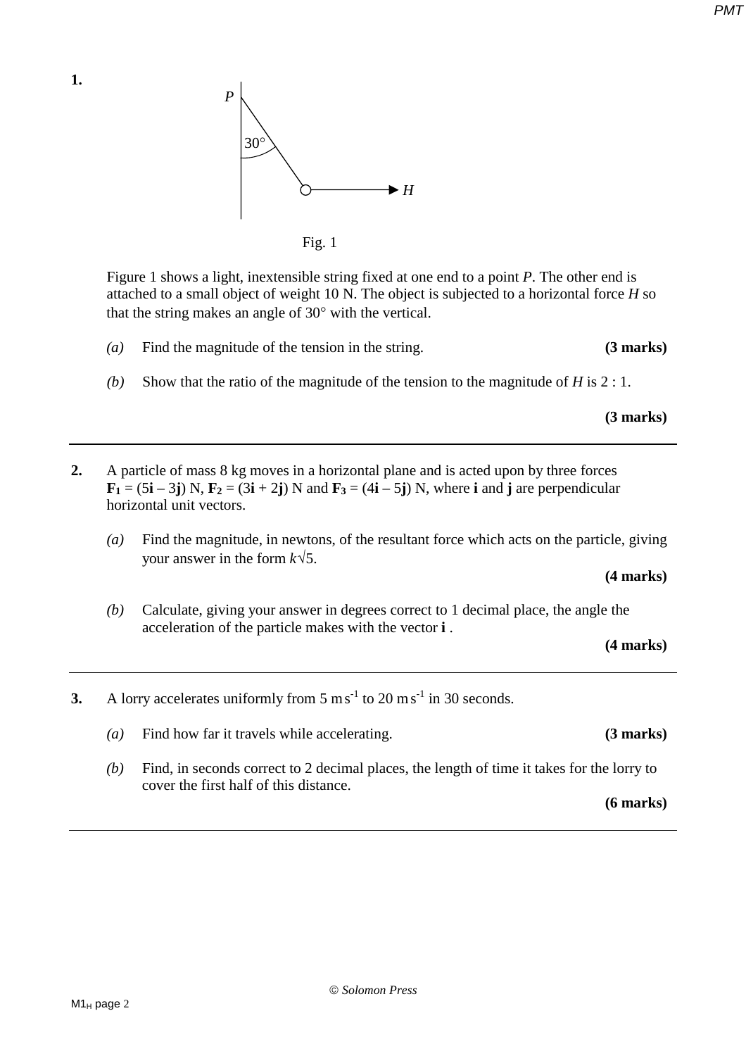**1.**

Fig. 1

Figure 1 shows a light, inextensible string fixed at one end to a point $P$. The other end is attached to a small object of weight 10 N. The object is subjected to a horizontal force $H$ so that the string makes an angle of 30° with the vertical.

*(a)* Find the magnitude of the tension in the string. **(3 marks)**

*(b)* Show that the ratio of the magnitude of the tension to the magnitude of $H$ is 2 : 1.

**(3 marks)**

---

**2.** A particle of mass 8 kg moves in a horizontal plane and is acted upon by three forces $\mathbf{F_1} = (5\mathbf{i} - 3\mathbf{j})$ N, $\mathbf{F_2} = (3\mathbf{i} + 2\mathbf{j})$ N and $\mathbf{F_3} = (4\mathbf{i} - 5\mathbf{j})$ N, where $\mathbf{i}$ and $\mathbf{j}$ are perpendicular horizontal unit vectors.

*(a)* Find the magnitude, in newtons, of the resultant force which acts on the particle, giving your answer in the form $k\sqrt{5}$.

**(4 marks)**

*(b)* Calculate, giving your answer in degrees correct to 1 decimal place, the angle the acceleration of the particle makes with the vector $\mathbf{i}$ .

**(4 marks)**

---

**3.** A lorry accelerates uniformly from 5 m s$^{-1}$ to 20 m s$^{-1}$ in 30 seconds.

*(a)* Find how far it travels while accelerating. **(3 marks)**

*(b)* Find, in seconds correct to 2 decimal places, the length of time it takes for the lorry to cover the first half of this distance.

**(6 marks)**

---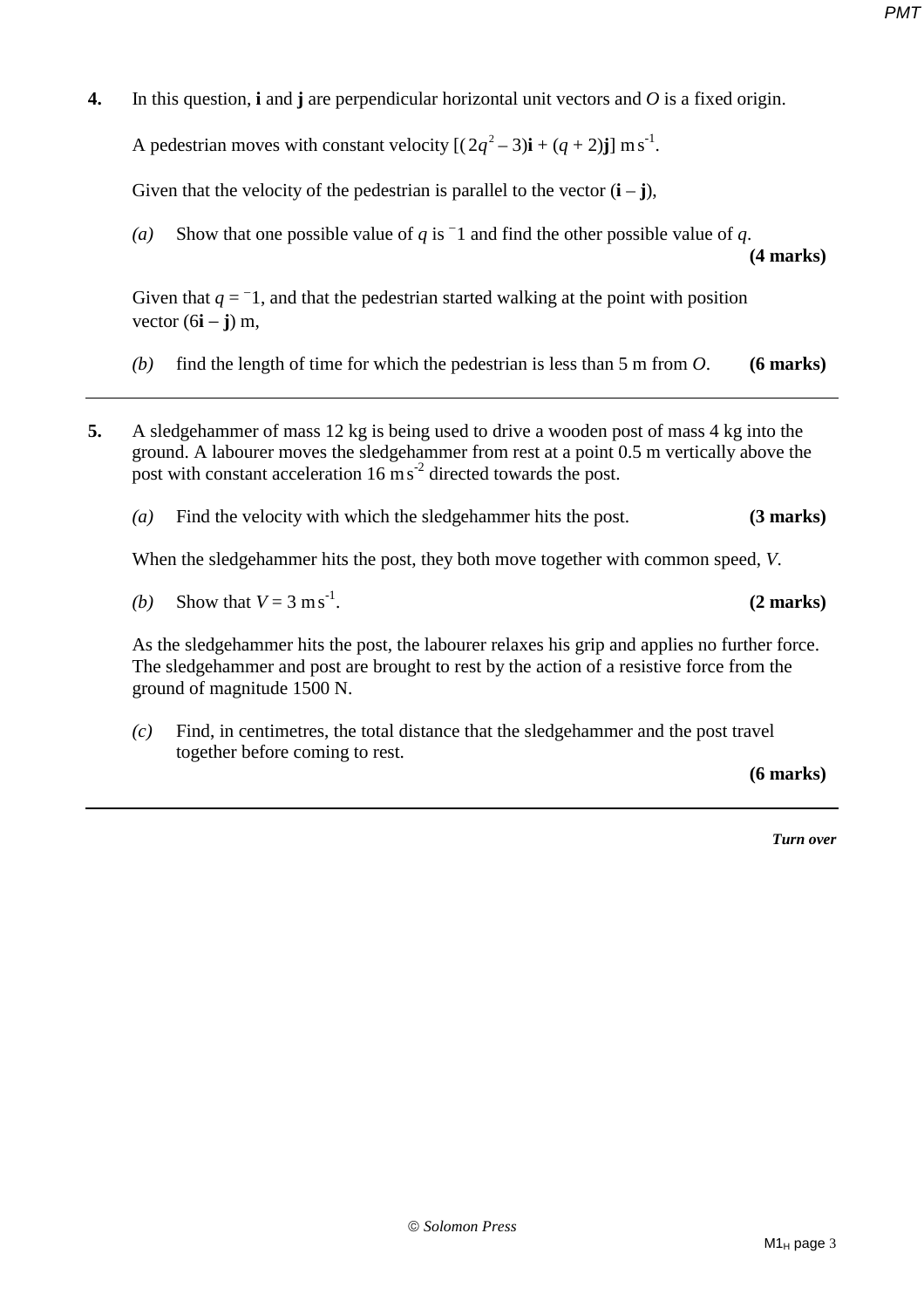**4.** In this question, **i** and **j** are perpendicular horizontal unit vectors and $O$ is a fixed origin.

A pedestrian moves with constant velocity $[(2q^2 - 3)\mathbf{i} + (q + 2)\mathbf{j}]$ m s$^{-1}$.

Given that the velocity of the pedestrian is parallel to the vector ($\mathbf{i} - \mathbf{j}$),

*(a)* Show that one possible value of $q$ is $^{-}1$ and find the other possible value of $q$. **(4 marks)**

Given that $q = {}^{-}1$, and that the pedestrian started walking at the point with position vector ($6\mathbf{i} - \mathbf{j}$) m,

*(b)* find the length of time for which the pedestrian is less than 5 m from $O$. **(6 marks)**

---

**5.** A sledgehammer of mass 12 kg is being used to drive a wooden post of mass 4 kg into the ground. A labourer moves the sledgehammer from rest at a point 0.5 m vertically above the post with constant acceleration 16 m s$^{-2}$ directed towards the post.

*(a)* Find the velocity with which the sledgehammer hits the post. **(3 marks)**

When the sledgehammer hits the post, they both move together with common speed, $V$.

*(b)* Show that $V = 3$ m s$^{-1}$. **(2 marks)**

As the sledgehammer hits the post, the labourer relaxes his grip and applies no further force. The sledgehammer and post are brought to rest by the action of a resistive force from the ground of magnitude 1500 N.

*(c)* Find, in centimetres, the total distance that the sledgehammer and the post travel together before coming to rest. **(6 marks)**

---

*Turn over*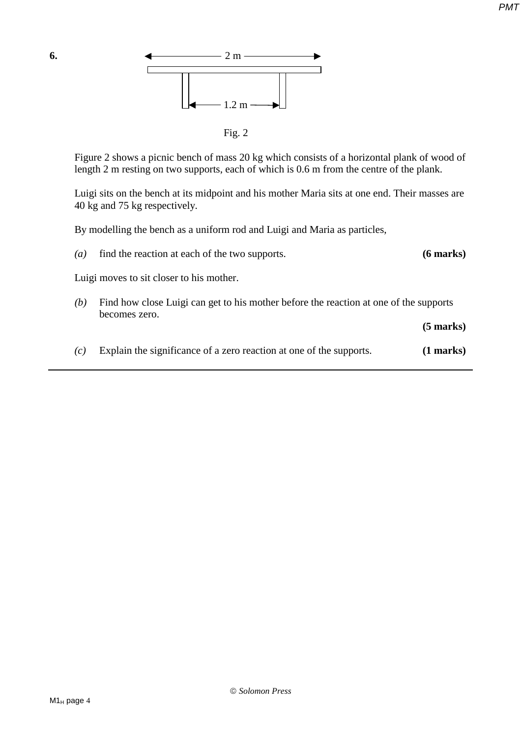**6.**

2 m

1.2 m

Fig. 2

Figure 2 shows a picnic bench of mass 20 kg which consists of a horizontal plank of wood of length 2 m resting on two supports, each of which is 0.6 m from the centre of the plank.

Luigi sits on the bench at its midpoint and his mother Maria sits at one end. Their masses are 40 kg and 75 kg respectively.

By modelling the bench as a uniform rod and Luigi and Maria as particles,

*(a)* find the reaction at each of the two supports. **(6 marks)**

Luigi moves to sit closer to his mother.

*(b)* Find how close Luigi can get to his mother before the reaction at one of the supports becomes zero. **(5 marks)**

*(c)* Explain the significance of a zero reaction at one of the supports. **(1 marks)**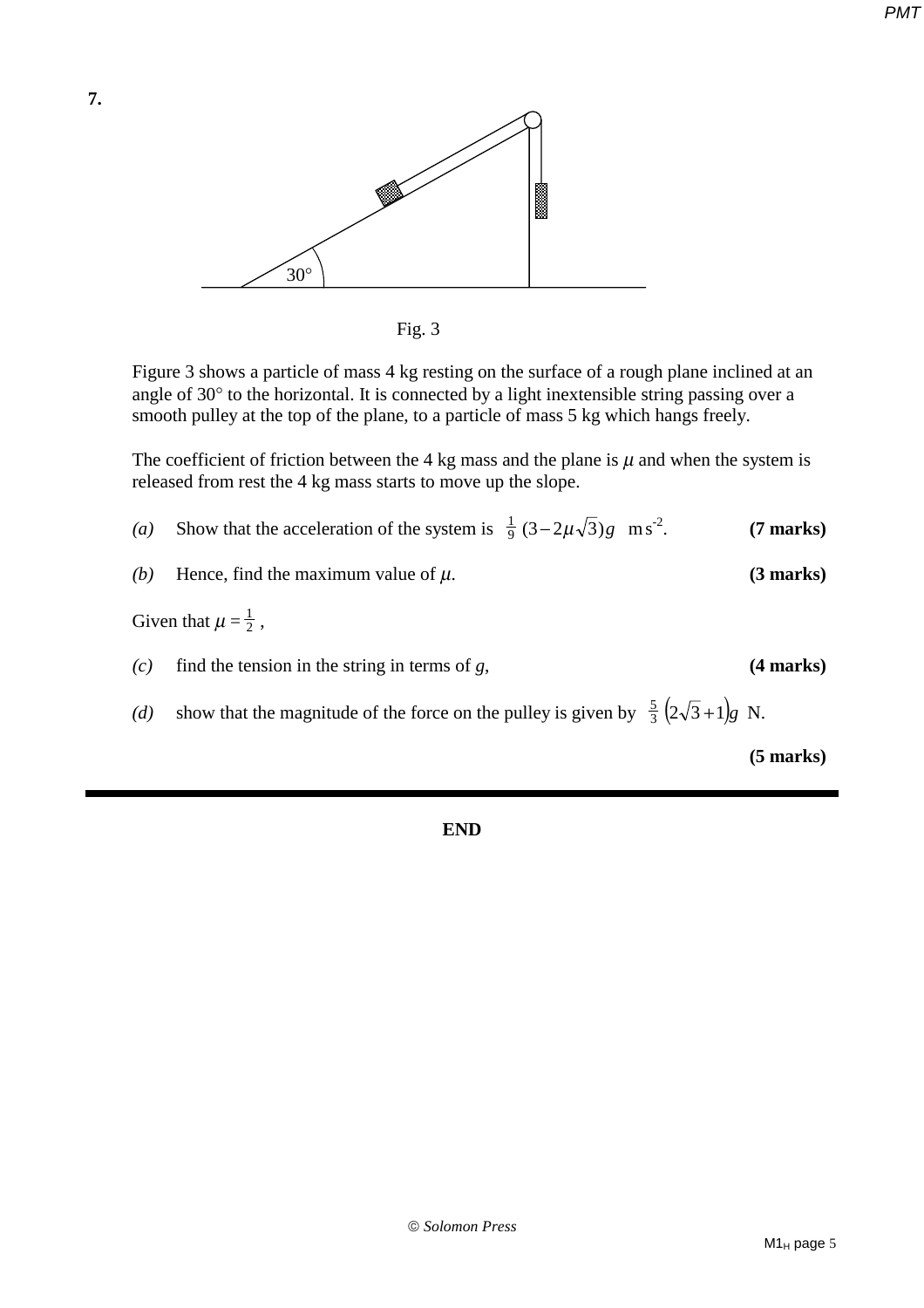**7.**

30°

Fig. 3

Figure 3 shows a particle of mass 4 kg resting on the surface of a rough plane inclined at an angle of 30° to the horizontal. It is connected by a light inextensible string passing over a smooth pulley at the top of the plane, to a particle of mass 5 kg which hangs freely.

The coefficient of friction between the 4 kg mass and the plane is $\mu$ and when the system is released from rest the 4 kg mass starts to move up the slope.

*(a)* Show that the acceleration of the system is $\frac{1}{9}(3 - 2\mu\sqrt{3})g$ m s$^{-2}$. **(7 marks)**

*(b)* Hence, find the maximum value of $\mu$. **(3 marks)**

Given that $\mu = \frac{1}{2}$ ,

*(c)* find the tension in the string in terms of $g$, **(4 marks)**

*(d)* show that the magnitude of the force on the pulley is given by $\frac{5}{3}\left(2\sqrt{3} + 1\right)g$ N.

**(5 marks)**

---

**END**

© *Solomon Press*